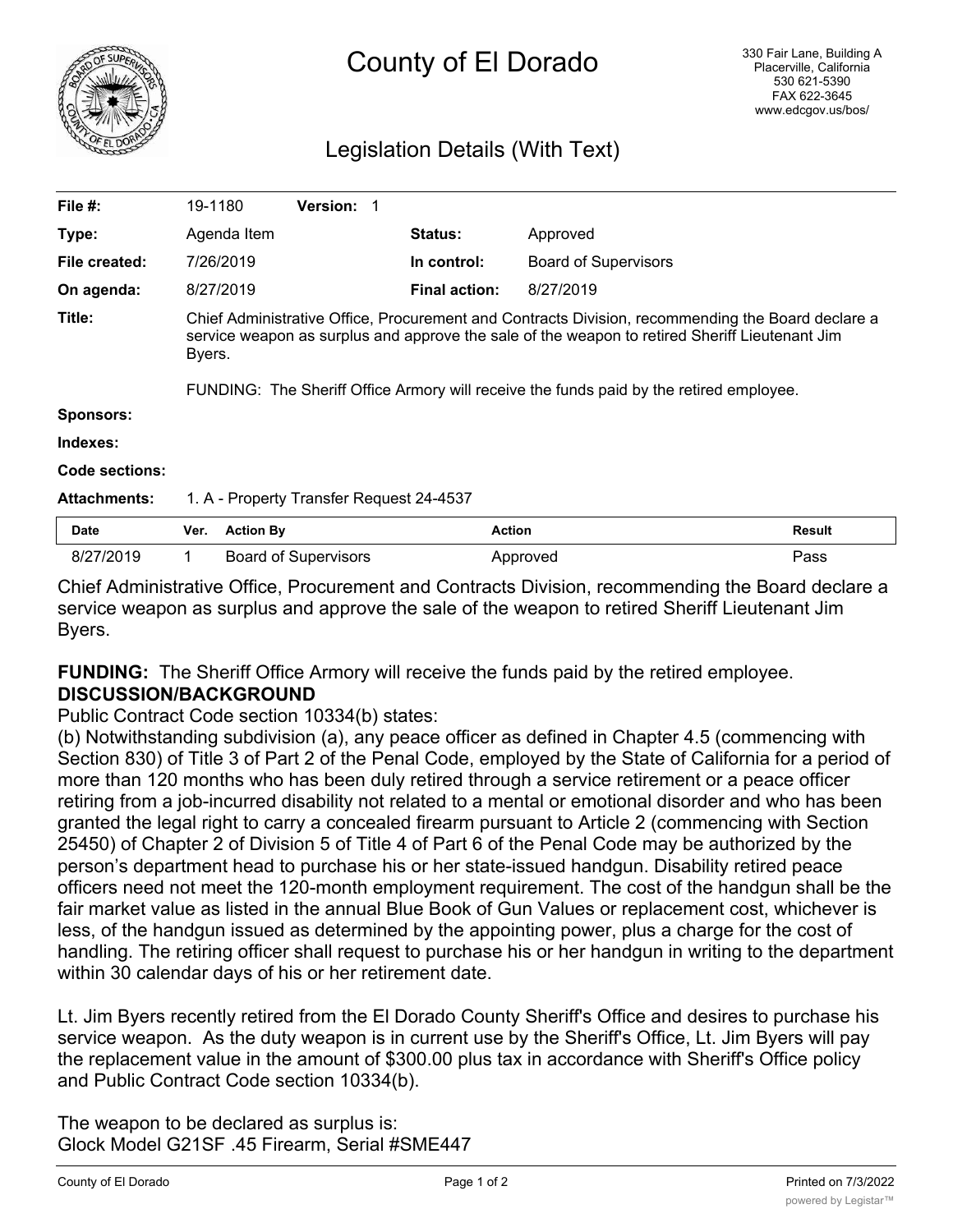# County of El Dorado

330 Fair Lane, Building A
Placerville, California
530 621-5390
FAX 622-3645
www.edcgov.us/bos/

## Legislation Details (With Text)

| | | | |
|---|---|---|---|
| **File #:** | 19-1180 **Version:** 1 | | |
| **Type:** | Agenda Item | **Status:** | Approved |
| **File created:** | 7/26/2019 | **In control:** | Board of Supervisors |
| **On agenda:** | 8/27/2019 | **Final action:** | 8/27/2019 |

**Title:** Chief Administrative Office, Procurement and Contracts Division, recommending the Board declare a service weapon as surplus and approve the sale of the weapon to retired Sheriff Lieutenant Jim Byers.

FUNDING: The Sheriff Office Armory will receive the funds paid by the retired employee.

**Sponsors:**

**Indexes:**

**Code sections:**

**Attachments:** 1. A - Property Transfer Request 24-4537

| Date | Ver. | Action By | Action | Result |
|---|---|---|---|---|
| 8/27/2019 | 1 | Board of Supervisors | Approved | Pass |

Chief Administrative Office, Procurement and Contracts Division, recommending the Board declare a service weapon as surplus and approve the sale of the weapon to retired Sheriff Lieutenant Jim Byers.

**FUNDING:** The Sheriff Office Armory will receive the funds paid by the retired employee.

**DISCUSSION/BACKGROUND**

Public Contract Code section 10334(b) states:

(b) Notwithstanding subdivision (a), any peace officer as defined in Chapter 4.5 (commencing with Section 830) of Title 3 of Part 2 of the Penal Code, employed by the State of California for a period of more than 120 months who has been duly retired through a service retirement or a peace officer retiring from a job-incurred disability not related to a mental or emotional disorder and who has been granted the legal right to carry a concealed firearm pursuant to Article 2 (commencing with Section 25450) of Chapter 2 of Division 5 of Title 4 of Part 6 of the Penal Code may be authorized by the person's department head to purchase his or her state-issued handgun. Disability retired peace officers need not meet the 120-month employment requirement. The cost of the handgun shall be the fair market value as listed in the annual Blue Book of Gun Values or replacement cost, whichever is less, of the handgun issued as determined by the appointing power, plus a charge for the cost of handling. The retiring officer shall request to purchase his or her handgun in writing to the department within 30 calendar days of his or her retirement date.

Lt. Jim Byers recently retired from the El Dorado County Sheriff's Office and desires to purchase his service weapon. As the duty weapon is in current use by the Sheriff's Office, Lt. Jim Byers will pay the replacement value in the amount of $300.00 plus tax in accordance with Sheriff's Office policy and Public Contract Code section 10334(b).

The weapon to be declared as surplus is:
Glock Model G21SF .45 Firearm, Serial #SME447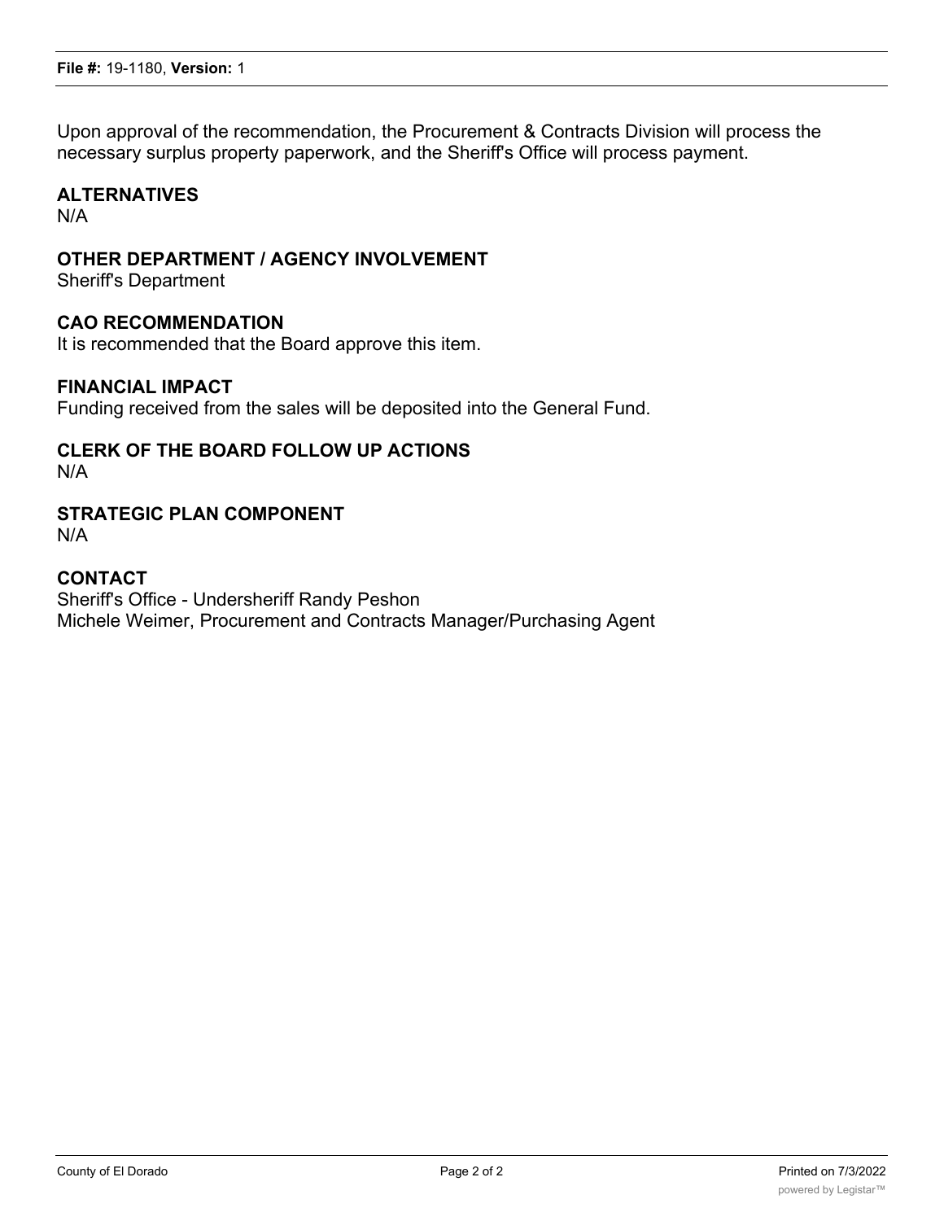Upon approval of the recommendation, the Procurement & Contracts Division will process the necessary surplus property paperwork, and the Sheriff's Office will process payment.

**ALTERNATIVES**

N/A

**OTHER DEPARTMENT / AGENCY INVOLVEMENT**

Sheriff's Department

**CAO RECOMMENDATION**

It is recommended that the Board approve this item.

**FINANCIAL IMPACT**

Funding received from the sales will be deposited into the General Fund.

**CLERK OF THE BOARD FOLLOW UP ACTIONS**

N/A

**STRATEGIC PLAN COMPONENT**

N/A

**CONTACT**

Sheriff's Office - Undersheriff Randy Peshon
Michele Weimer, Procurement and Contracts Manager/Purchasing Agent